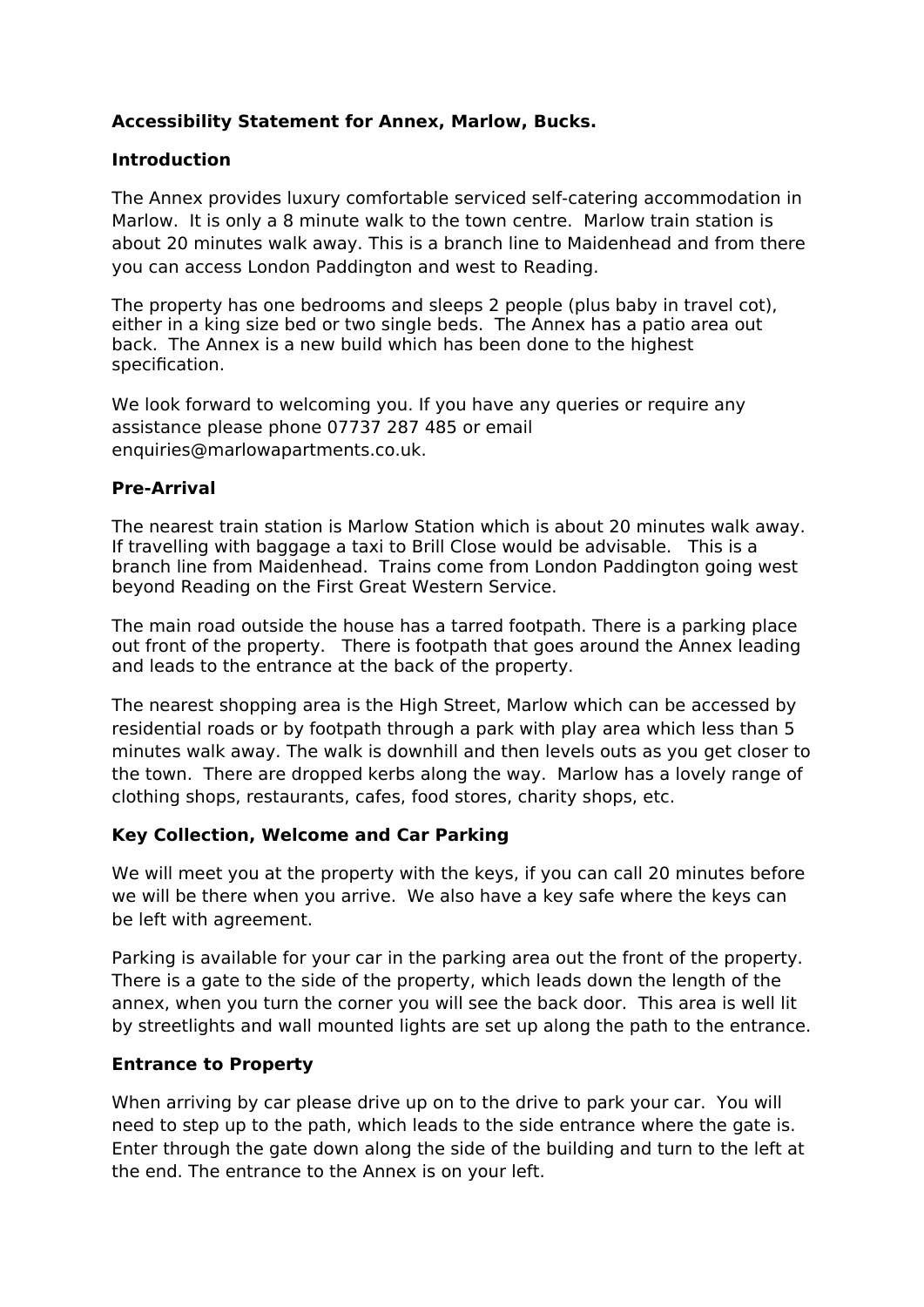**Accessibility Statement for Annex, Marlow, Bucks.**

**Introduction**

The Annex provides luxury comfortable serviced self-catering accommodation in Marlow. It is only a 8 minute walk to the town centre. Marlow train station is about 20 minutes walk away. This is a branch line to Maidenhead and from there you can access London Paddington and west to Reading.

The property has one bedrooms and sleeps 2 people (plus baby in travel cot), either in a king size bed or two single beds. The Annex has a patio area out back. The Annex is a new build which has been done to the highest specification.

We look forward to welcoming you. If you have any queries or require any assistance please phone 07737 287 485 or email enquiries@marlowapartments.co.uk.

**Pre-Arrival**

The nearest train station is Marlow Station which is about 20 minutes walk away. If travelling with baggage a taxi to Brill Close would be advisable. This is a branch line from Maidenhead. Trains come from London Paddington going west beyond Reading on the First Great Western Service.

The main road outside the house has a tarred footpath. There is a parking place out front of the property. There is footpath that goes around the Annex leading and leads to the entrance at the back of the property.

The nearest shopping area is the High Street, Marlow which can be accessed by residential roads or by footpath through a park with play area which less than 5 minutes walk away. The walk is downhill and then levels outs as you get closer to the town. There are dropped kerbs along the way. Marlow has a lovely range of clothing shops, restaurants, cafes, food stores, charity shops, etc.

**Key Collection, Welcome and Car Parking**

We will meet you at the property with the keys, if you can call 20 minutes before we will be there when you arrive. We also have a key safe where the keys can be left with agreement.

Parking is available for your car in the parking area out the front of the property. There is a gate to the side of the property, which leads down the length of the annex, when you turn the corner you will see the back door. This area is well lit by streetlights and wall mounted lights are set up along the path to the entrance.

**Entrance to Property**

When arriving by car please drive up on to the drive to park your car. You will need to step up to the path, which leads to the side entrance where the gate is. Enter through the gate down along the side of the building and turn to the left at the end. The entrance to the Annex is on your left.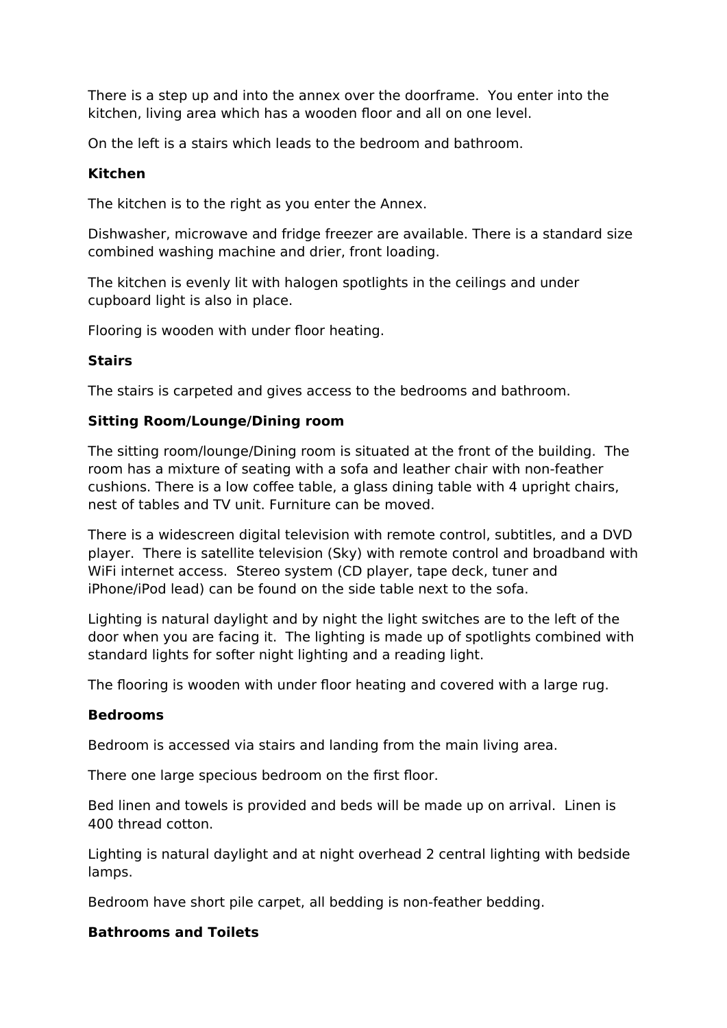There is a step up and into the annex over the doorframe.  You enter into the kitchen, living area which has a wooden floor and all on one level.

On the left is a stairs which leads to the bedroom and bathroom.

**Kitchen**

The kitchen is to the right as you enter the Annex.

Dishwasher, microwave and fridge freezer are available. There is a standard size combined washing machine and drier, front loading.

The kitchen is evenly lit with halogen spotlights in the ceilings and under cupboard light is also in place.

Flooring is wooden with under floor heating.

**Stairs**

The stairs is carpeted and gives access to the bedrooms and bathroom.

**Sitting Room/Lounge/Dining room**

The sitting room/lounge/Dining room is situated at the front of the building.  The room has a mixture of seating with a sofa and leather chair with non-feather cushions. There is a low coffee table, a glass dining table with 4 upright chairs, nest of tables and TV unit. Furniture can be moved.

There is a widescreen digital television with remote control, subtitles, and a DVD player.  There is satellite television (Sky) with remote control and broadband with WiFi internet access.  Stereo system (CD player, tape deck, tuner and iPhone/iPod lead) can be found on the side table next to the sofa.

Lighting is natural daylight and by night the light switches are to the left of the door when you are facing it.  The lighting is made up of spotlights combined with standard lights for softer night lighting and a reading light.

The flooring is wooden with under floor heating and covered with a large rug.

**Bedrooms**

Bedroom is accessed via stairs and landing from the main living area.

There one large specious bedroom on the first floor.

Bed linen and towels is provided and beds will be made up on arrival.  Linen is 400 thread cotton.

Lighting is natural daylight and at night overhead 2 central lighting with bedside lamps.

Bedroom have short pile carpet, all bedding is non-feather bedding.

**Bathrooms and Toilets**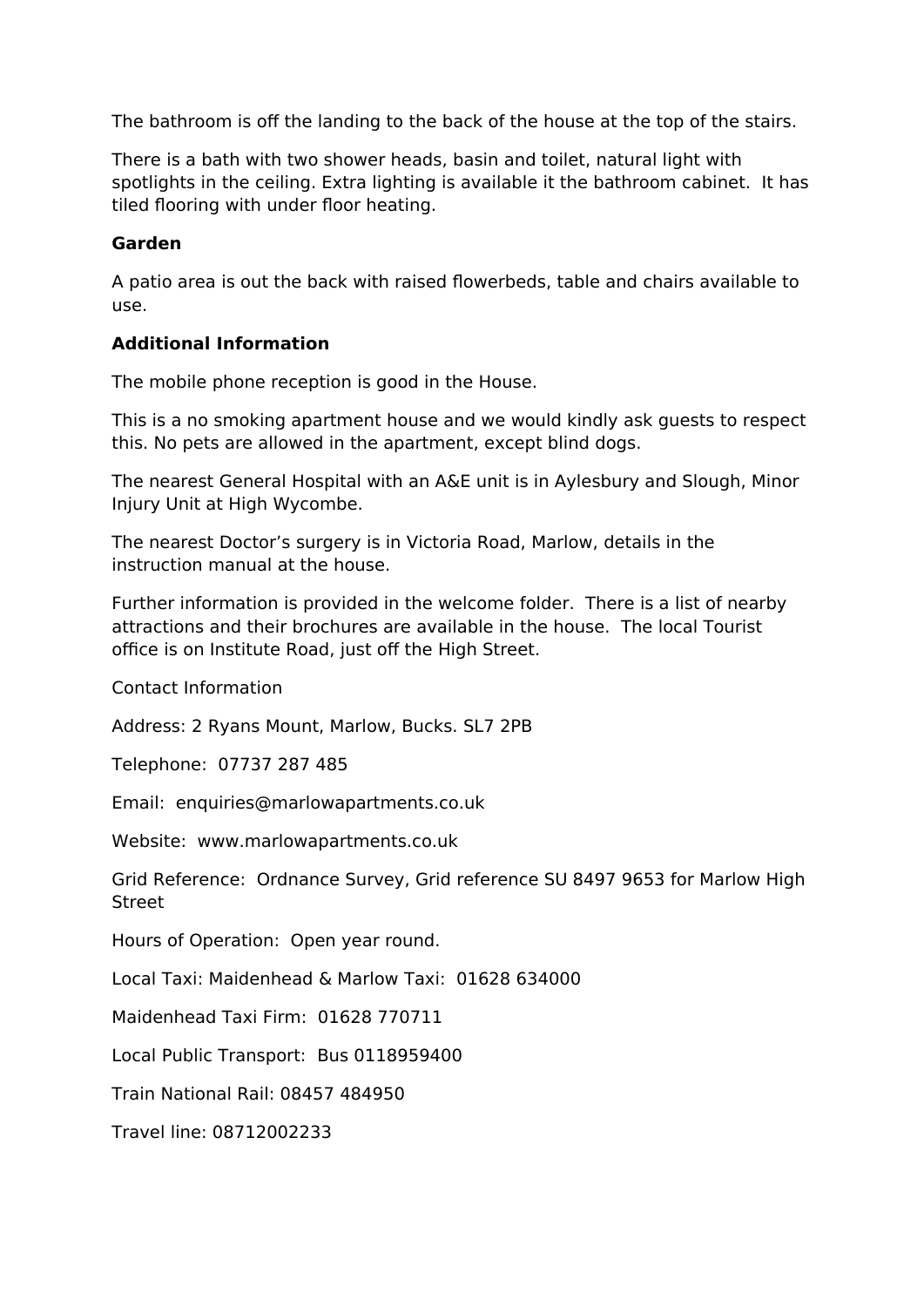The bathroom is off the landing to the back of the house at the top of the stairs.

There is a bath with two shower heads, basin and toilet, natural light with spotlights in the ceiling. Extra lighting is available it the bathroom cabinet. It has tiled flooring with under floor heating.

**Garden**

A patio area is out the back with raised flowerbeds, table and chairs available to use.

**Additional Information**

The mobile phone reception is good in the House.

This is a no smoking apartment house and we would kindly ask guests to respect this. No pets are allowed in the apartment, except blind dogs.

The nearest General Hospital with an A&E unit is in Aylesbury and Slough, Minor Injury Unit at High Wycombe.

The nearest Doctor's surgery is in Victoria Road, Marlow, details in the instruction manual at the house.

Further information is provided in the welcome folder. There is a list of nearby attractions and their brochures are available in the house. The local Tourist office is on Institute Road, just off the High Street.

Contact Information

Address: 2 Ryans Mount, Marlow, Bucks. SL7 2PB

Telephone: 07737 287 485

Email: enquiries@marlowapartments.co.uk

Website: www.marlowapartments.co.uk

Grid Reference: Ordnance Survey, Grid reference SU 8497 9653 for Marlow High Street

Hours of Operation: Open year round.

Local Taxi: Maidenhead & Marlow Taxi: 01628 634000

Maidenhead Taxi Firm: 01628 770711

Local Public Transport: Bus 0118959400

Train National Rail: 08457 484950

Travel line: 08712002233